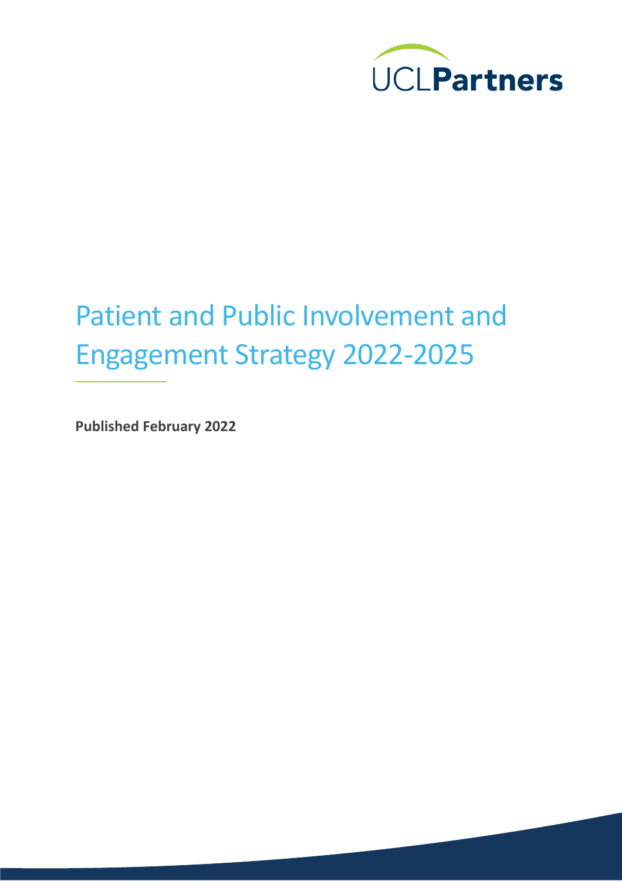UCLPartners

# Patient and Public Involvement and Engagement Strategy 2022-2025

**Published February 2022**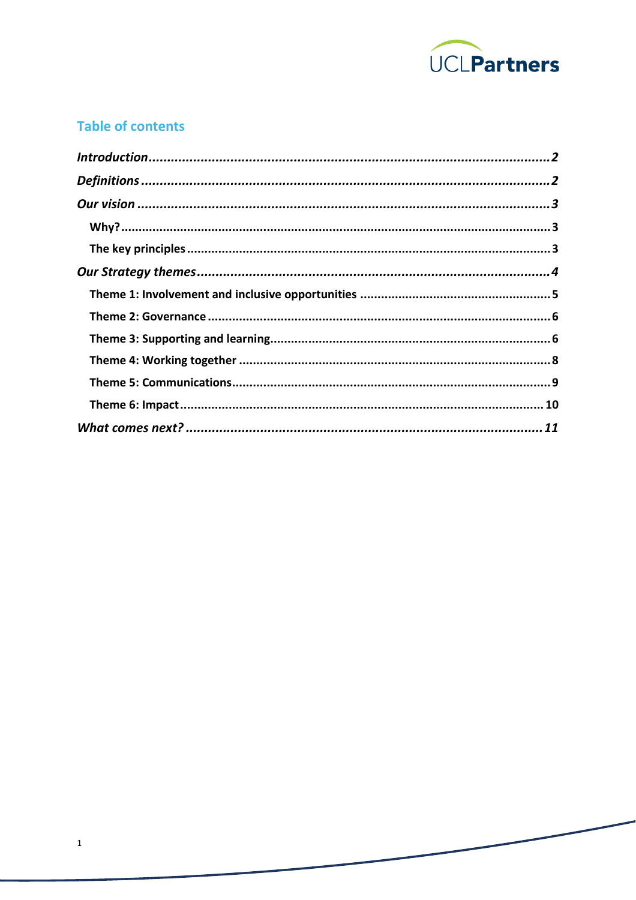## Table of contents

*Introduction* ..... 2

*Definitions* ..... 2

*Our vision* ..... 3

- **Why?** ..... 3
- **The key principles** ..... 3

*Our Strategy themes* ..... 4

- **Theme 1: Involvement and inclusive opportunities** ..... 5
- **Theme 2: Governance** ..... 6
- **Theme 3: Supporting and learning** ..... 6
- **Theme 4: Working together** ..... 8
- **Theme 5: Communications** ..... 9
- **Theme 6: Impact** ..... 10

*What comes next?* ..... 11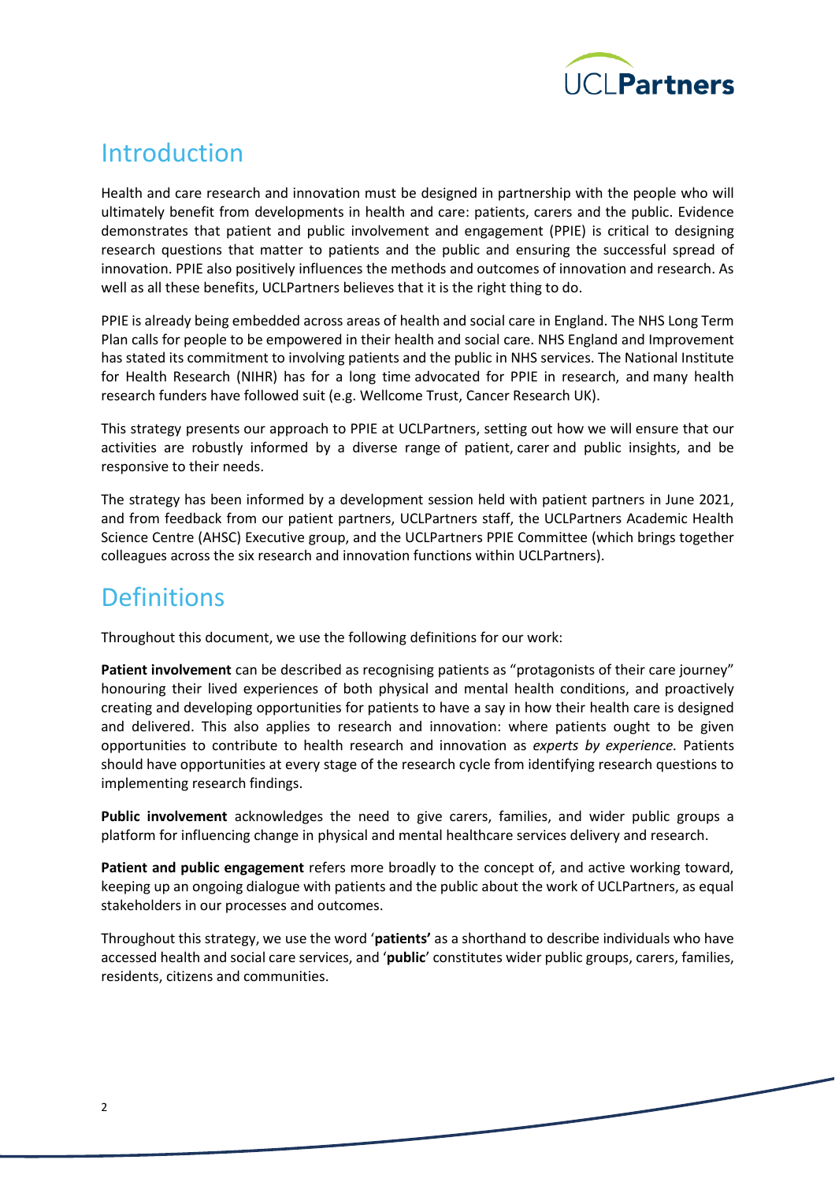## Introduction

Health and care research and innovation must be designed in partnership with the people who will ultimately benefit from developments in health and care: patients, carers and the public. Evidence demonstrates that patient and public involvement and engagement (PPIE) is critical to designing research questions that matter to patients and the public and ensuring the successful spread of innovation. PPIE also positively influences the methods and outcomes of innovation and research. As well as all these benefits, UCLPartners believes that it is the right thing to do.

PPIE is already being embedded across areas of health and social care in England. The NHS Long Term Plan calls for people to be empowered in their health and social care. NHS England and Improvement has stated its commitment to involving patients and the public in NHS services. The National Institute for Health Research (NIHR) has for a long time advocated for PPIE in research, and many health research funders have followed suit (e.g. Wellcome Trust, Cancer Research UK).

This strategy presents our approach to PPIE at UCLPartners, setting out how we will ensure that our activities are robustly informed by a diverse range of patient, carer and public insights, and be responsive to their needs.

The strategy has been informed by a development session held with patient partners in June 2021, and from feedback from our patient partners, UCLPartners staff, the UCLPartners Academic Health Science Centre (AHSC) Executive group, and the UCLPartners PPIE Committee (which brings together colleagues across the six research and innovation functions within UCLPartners).

## Definitions

Throughout this document, we use the following definitions for our work:

**Patient involvement** can be described as recognising patients as "protagonists of their care journey" honouring their lived experiences of both physical and mental health conditions, and proactively creating and developing opportunities for patients to have a say in how their health care is designed and delivered. This also applies to research and innovation: where patients ought to be given opportunities to contribute to health research and innovation as *experts by experience.* Patients should have opportunities at every stage of the research cycle from identifying research questions to implementing research findings.

**Public involvement** acknowledges the need to give carers, families, and wider public groups a platform for influencing change in physical and mental healthcare services delivery and research.

**Patient and public engagement** refers more broadly to the concept of, and active working toward, keeping up an ongoing dialogue with patients and the public about the work of UCLPartners, as equal stakeholders in our processes and outcomes.

Throughout this strategy, we use the word '**patients'** as a shorthand to describe individuals who have accessed health and social care services, and '**public**' constitutes wider public groups, carers, families, residents, citizens and communities.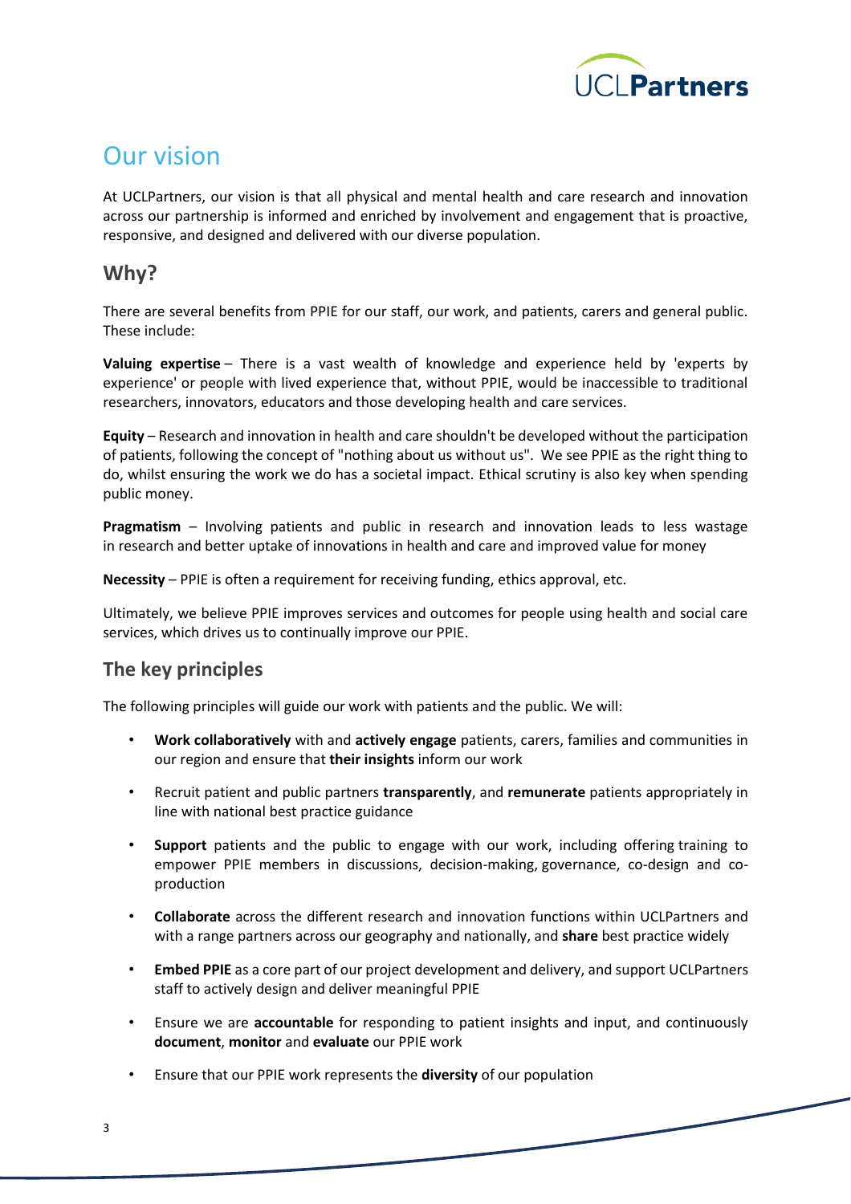# Our vision

At UCLPartners, our vision is that all physical and mental health and care research and innovation across our partnership is informed and enriched by involvement and engagement that is proactive, responsive, and designed and delivered with our diverse population.

## Why?

There are several benefits from PPIE for our staff, our work, and patients, carers and general public. These include:

**Valuing expertise** – There is a vast wealth of knowledge and experience held by 'experts by experience' or people with lived experience that, without PPIE, would be inaccessible to traditional researchers, innovators, educators and those developing health and care services.

**Equity** – Research and innovation in health and care shouldn't be developed without the participation of patients, following the concept of "nothing about us without us". We see PPIE as the right thing to do, whilst ensuring the work we do has a societal impact. Ethical scrutiny is also key when spending public money.

**Pragmatism** – Involving patients and public in research and innovation leads to less wastage in research and better uptake of innovations in health and care and improved value for money

**Necessity** – PPIE is often a requirement for receiving funding, ethics approval, etc.

Ultimately, we believe PPIE improves services and outcomes for people using health and social care services, which drives us to continually improve our PPIE.

## The key principles

The following principles will guide our work with patients and the public. We will:

- **Work collaboratively** with and **actively engage** patients, carers, families and communities in our region and ensure that **their insights** inform our work
- Recruit patient and public partners **transparently**, and **remunerate** patients appropriately in line with national best practice guidance
- **Support** patients and the public to engage with our work, including offering training to empower PPIE members in discussions, decision-making, governance, co-design and co-production
- **Collaborate** across the different research and innovation functions within UCLPartners and with a range partners across our geography and nationally, and **share** best practice widely
- **Embed PPIE** as a core part of our project development and delivery, and support UCLPartners staff to actively design and deliver meaningful PPIE
- Ensure we are **accountable** for responding to patient insights and input, and continuously **document**, **monitor** and **evaluate** our PPIE work
- Ensure that our PPIE work represents the **diversity** of our population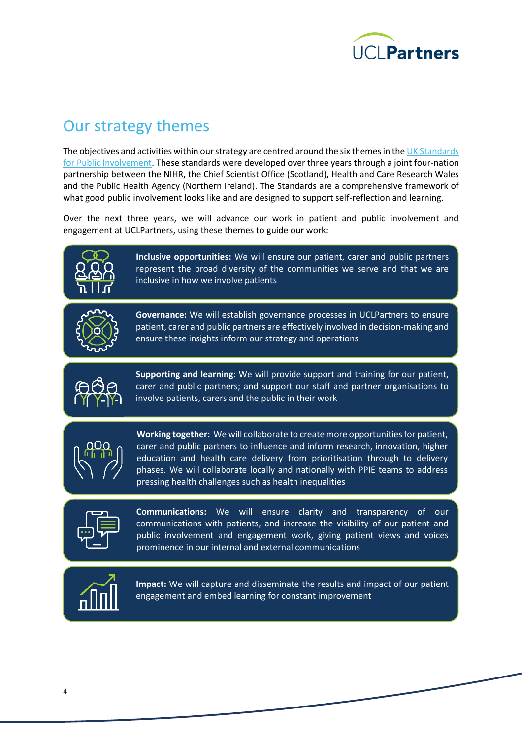## Our strategy themes

The objectives and activities within our strategy are centred around the six themes in the UK Standards for Public Involvement. These standards were developed over three years through a joint four-nation partnership between the NIHR, the Chief Scientist Office (Scotland), Health and Care Research Wales and the Public Health Agency (Northern Ireland). The Standards are a comprehensive framework of what good public involvement looks like and are designed to support self-reflection and learning.

Over the next three years, we will advance our work in patient and public involvement and engagement at UCLPartners, using these themes to guide our work:

**Inclusive opportunities:** We will ensure our patient, carer and public partners represent the broad diversity of the communities we serve and that we are inclusive in how we involve patients

**Governance:** We will establish governance processes in UCLPartners to ensure patient, carer and public partners are effectively involved in decision-making and ensure these insights inform our strategy and operations

**Supporting and learning:** We will provide support and training for our patient, carer and public partners; and support our staff and partner organisations to involve patients, carers and the public in their work

**Working together:** We will collaborate to create more opportunities for patient, carer and public partners to influence and inform research, innovation, higher education and health care delivery from prioritisation through to delivery phases. We will collaborate locally and nationally with PPIE teams to address pressing health challenges such as health inequalities

**Communications:** We will ensure clarity and transparency of our communications with patients, and increase the visibility of our patient and public involvement and engagement work, giving patient views and voices prominence in our internal and external communications

**Impact:** We will capture and disseminate the results and impact of our patient engagement and embed learning for constant improvement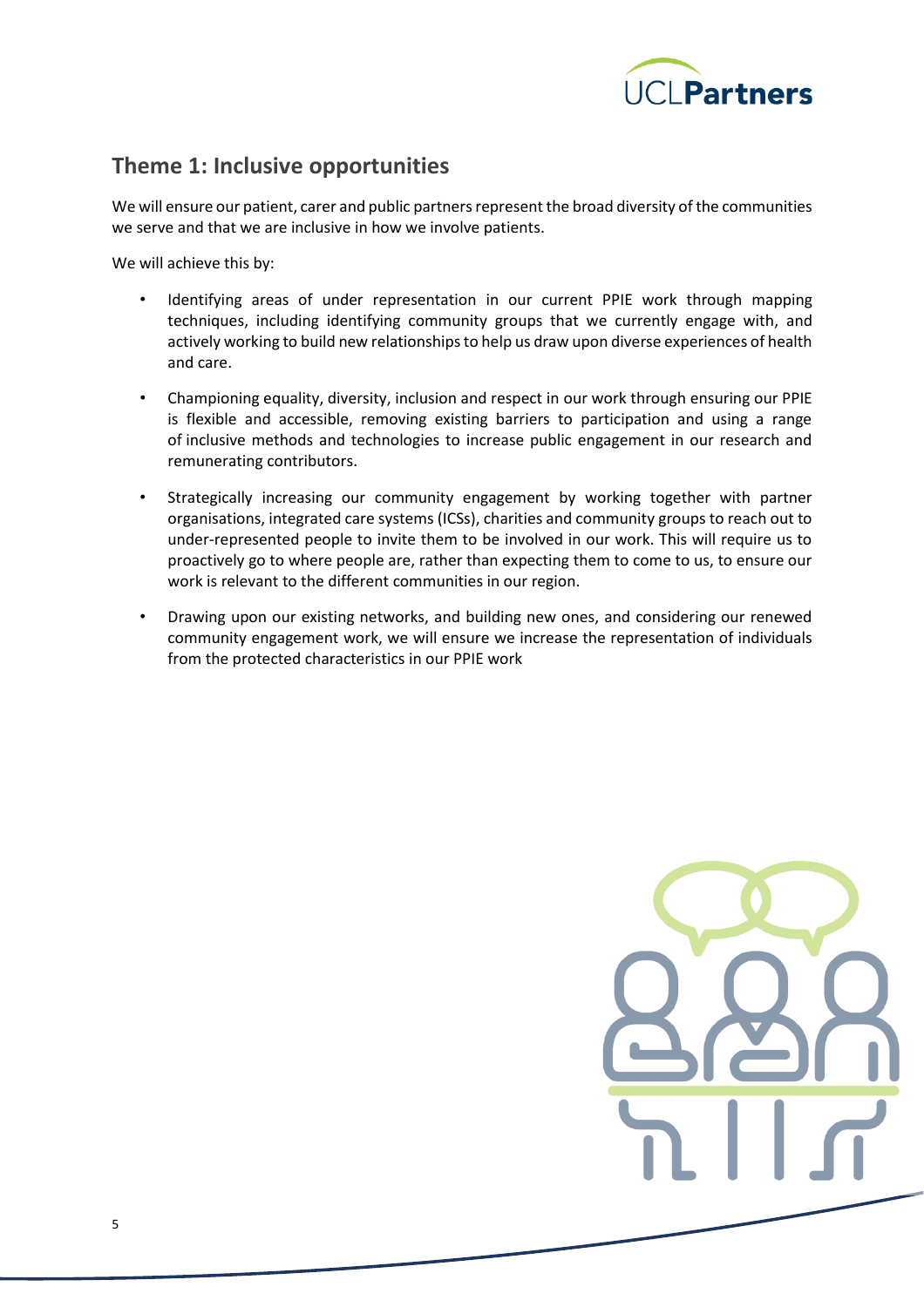## Theme 1: Inclusive opportunities

We will ensure our patient, carer and public partners represent the broad diversity of the communities we serve and that we are inclusive in how we involve patients.

We will achieve this by:

- Identifying areas of under representation in our current PPIE work through mapping techniques, including identifying community groups that we currently engage with, and actively working to build new relationships to help us draw upon diverse experiences of health and care.
- Championing equality, diversity, inclusion and respect in our work through ensuring our PPIE is flexible and accessible, removing existing barriers to participation and using a range of inclusive methods and technologies to increase public engagement in our research and remunerating contributors.
- Strategically increasing our community engagement by working together with partner organisations, integrated care systems (ICSs), charities and community groups to reach out to under-represented people to invite them to be involved in our work. This will require us to proactively go to where people are, rather than expecting them to come to us, to ensure our work is relevant to the different communities in our region.
- Drawing upon our existing networks, and building new ones, and considering our renewed community engagement work, we will ensure we increase the representation of individuals from the protected characteristics in our PPIE work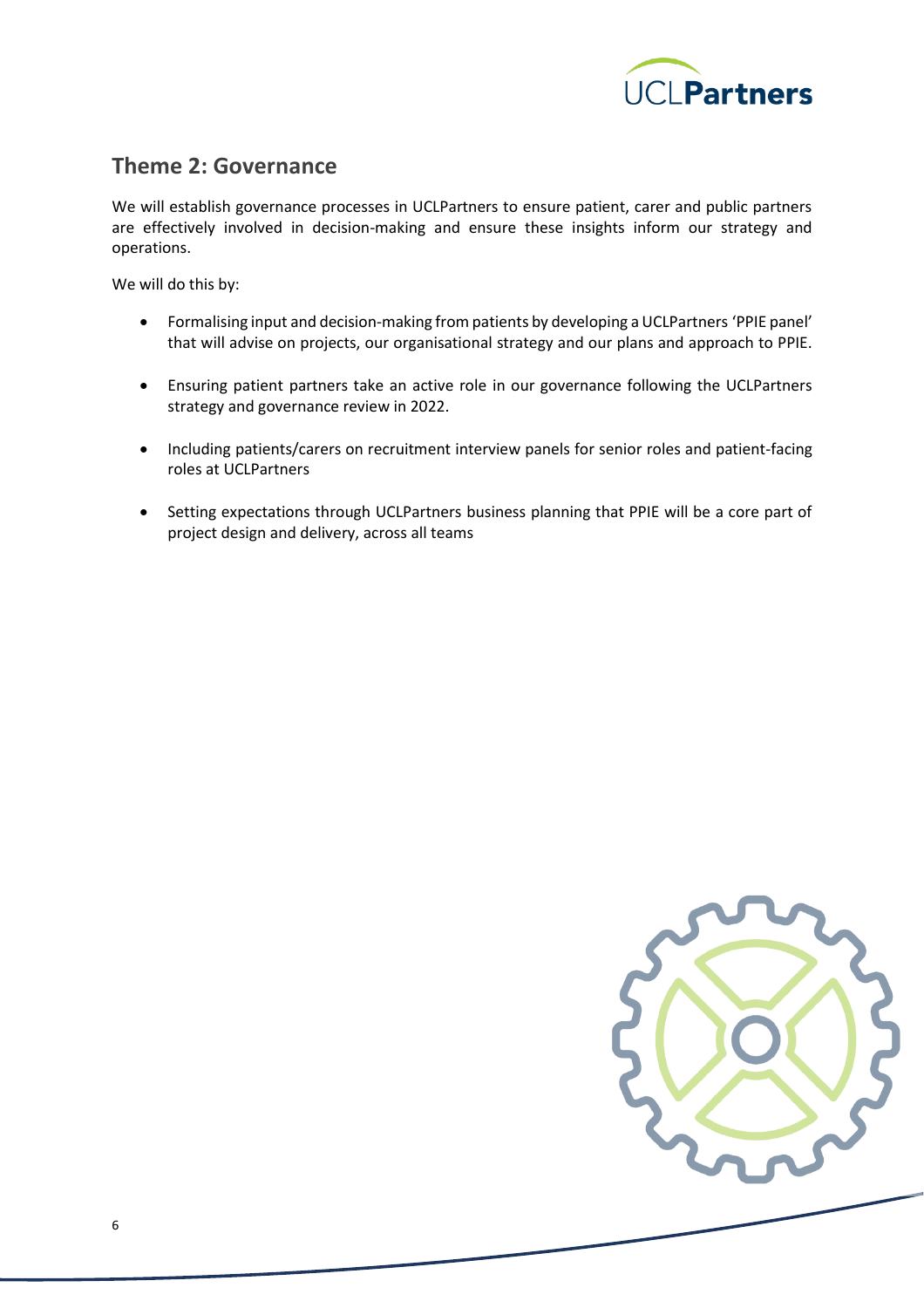## Theme 2: Governance

We will establish governance processes in UCLPartners to ensure patient, carer and public partners are effectively involved in decision-making and ensure these insights inform our strategy and operations.

We will do this by:

- Formalising input and decision-making from patients by developing a UCLPartners 'PPIE panel' that will advise on projects, our organisational strategy and our plans and approach to PPIE.
- Ensuring patient partners take an active role in our governance following the UCLPartners strategy and governance review in 2022.
- Including patients/carers on recruitment interview panels for senior roles and patient-facing roles at UCLPartners
- Setting expectations through UCLPartners business planning that PPIE will be a core part of project design and delivery, across all teams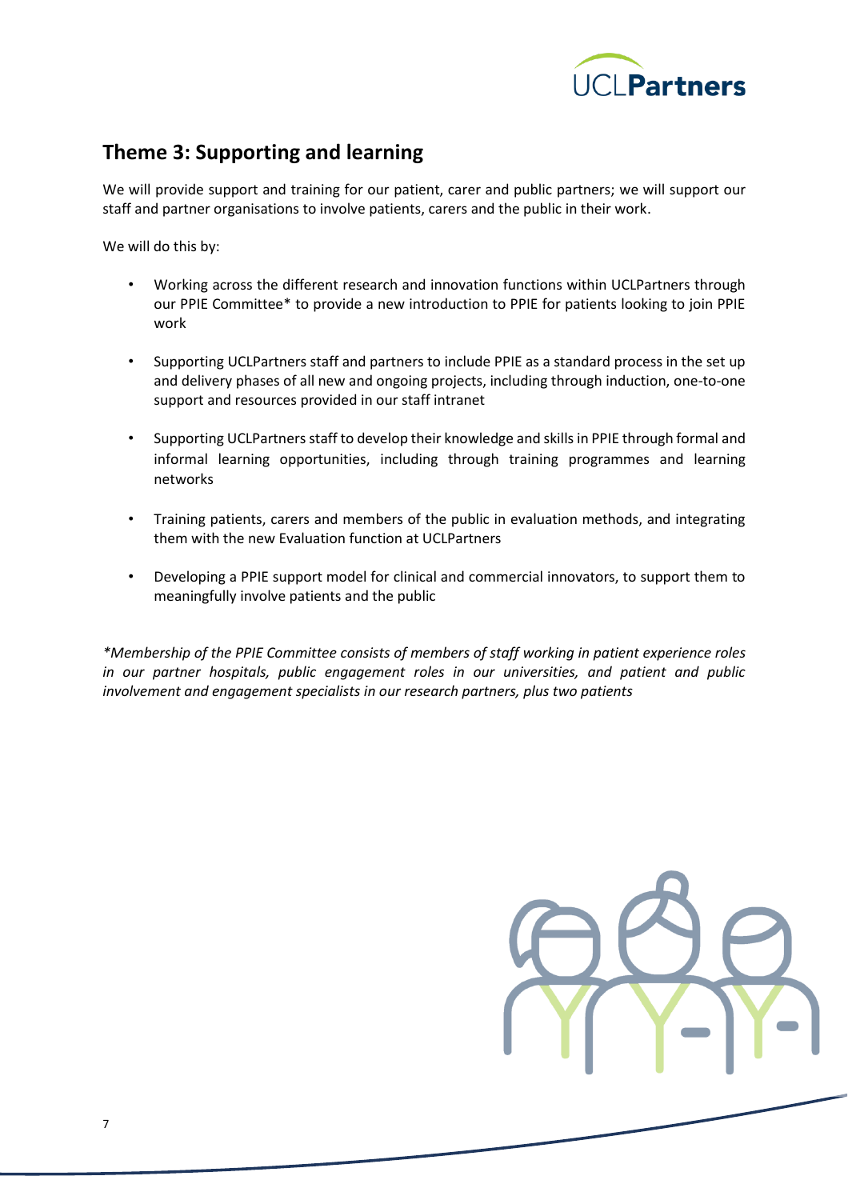## Theme 3: Supporting and learning

We will provide support and training for our patient, carer and public partners; we will support our staff and partner organisations to involve patients, carers and the public in their work.

We will do this by:

- Working across the different research and innovation functions within UCLPartners through our PPIE Committee* to provide a new introduction to PPIE for patients looking to join PPIE work
- Supporting UCLPartners staff and partners to include PPIE as a standard process in the set up and delivery phases of all new and ongoing projects, including through induction, one-to-one support and resources provided in our staff intranet
- Supporting UCLPartners staff to develop their knowledge and skills in PPIE through formal and informal learning opportunities, including through training programmes and learning networks
- Training patients, carers and members of the public in evaluation methods, and integrating them with the new Evaluation function at UCLPartners
- Developing a PPIE support model for clinical and commercial innovators, to support them to meaningfully involve patients and the public

*\*Membership of the PPIE Committee consists of members of staff working in patient experience roles in our partner hospitals, public engagement roles in our universities, and patient and public involvement and engagement specialists in our research partners, plus two patients*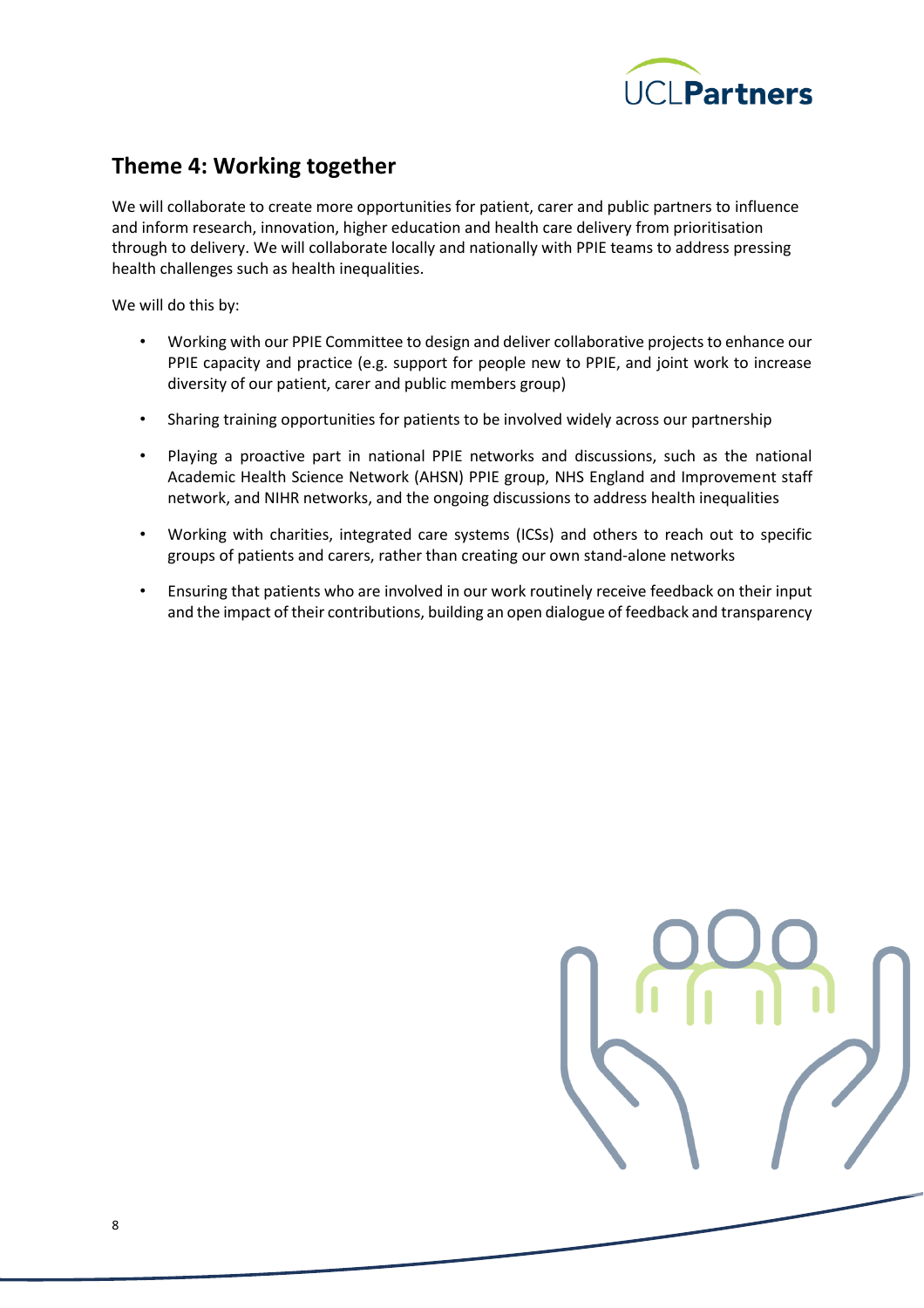## Theme 4: Working together

We will collaborate to create more opportunities for patient, carer and public partners to influence and inform research, innovation, higher education and health care delivery from prioritisation through to delivery. We will collaborate locally and nationally with PPIE teams to address pressing health challenges such as health inequalities.

We will do this by:

- Working with our PPIE Committee to design and deliver collaborative projects to enhance our PPIE capacity and practice (e.g. support for people new to PPIE, and joint work to increase diversity of our patient, carer and public members group)
- Sharing training opportunities for patients to be involved widely across our partnership
- Playing a proactive part in national PPIE networks and discussions, such as the national Academic Health Science Network (AHSN) PPIE group, NHS England and Improvement staff network, and NIHR networks, and the ongoing discussions to address health inequalities
- Working with charities, integrated care systems (ICSs) and others to reach out to specific groups of patients and carers, rather than creating our own stand-alone networks
- Ensuring that patients who are involved in our work routinely receive feedback on their input and the impact of their contributions, building an open dialogue of feedback and transparency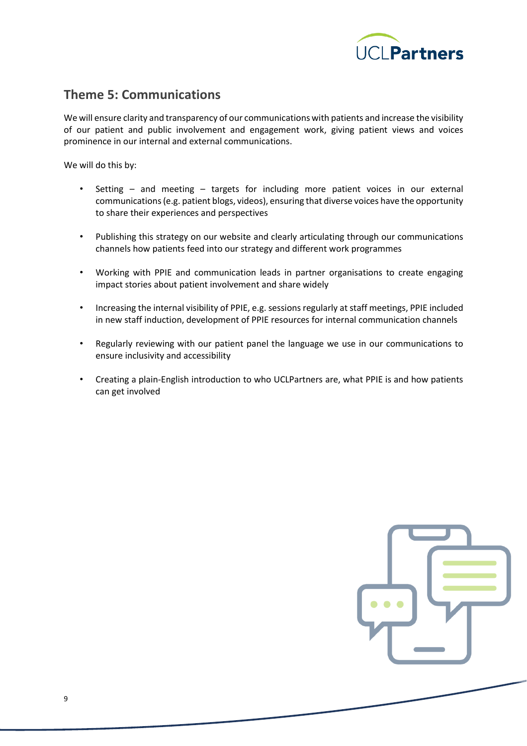## Theme 5: Communications

We will ensure clarity and transparency of our communications with patients and increase the visibility of our patient and public involvement and engagement work, giving patient views and voices prominence in our internal and external communications.

We will do this by:

- Setting – and meeting – targets for including more patient voices in our external communications (e.g. patient blogs, videos), ensuring that diverse voices have the opportunity to share their experiences and perspectives
- Publishing this strategy on our website and clearly articulating through our communications channels how patients feed into our strategy and different work programmes
- Working with PPIE and communication leads in partner organisations to create engaging impact stories about patient involvement and share widely
- Increasing the internal visibility of PPIE, e.g. sessions regularly at staff meetings, PPIE included in new staff induction, development of PPIE resources for internal communication channels
- Regularly reviewing with our patient panel the language we use in our communications to ensure inclusivity and accessibility
- Creating a plain-English introduction to who UCLPartners are, what PPIE is and how patients can get involved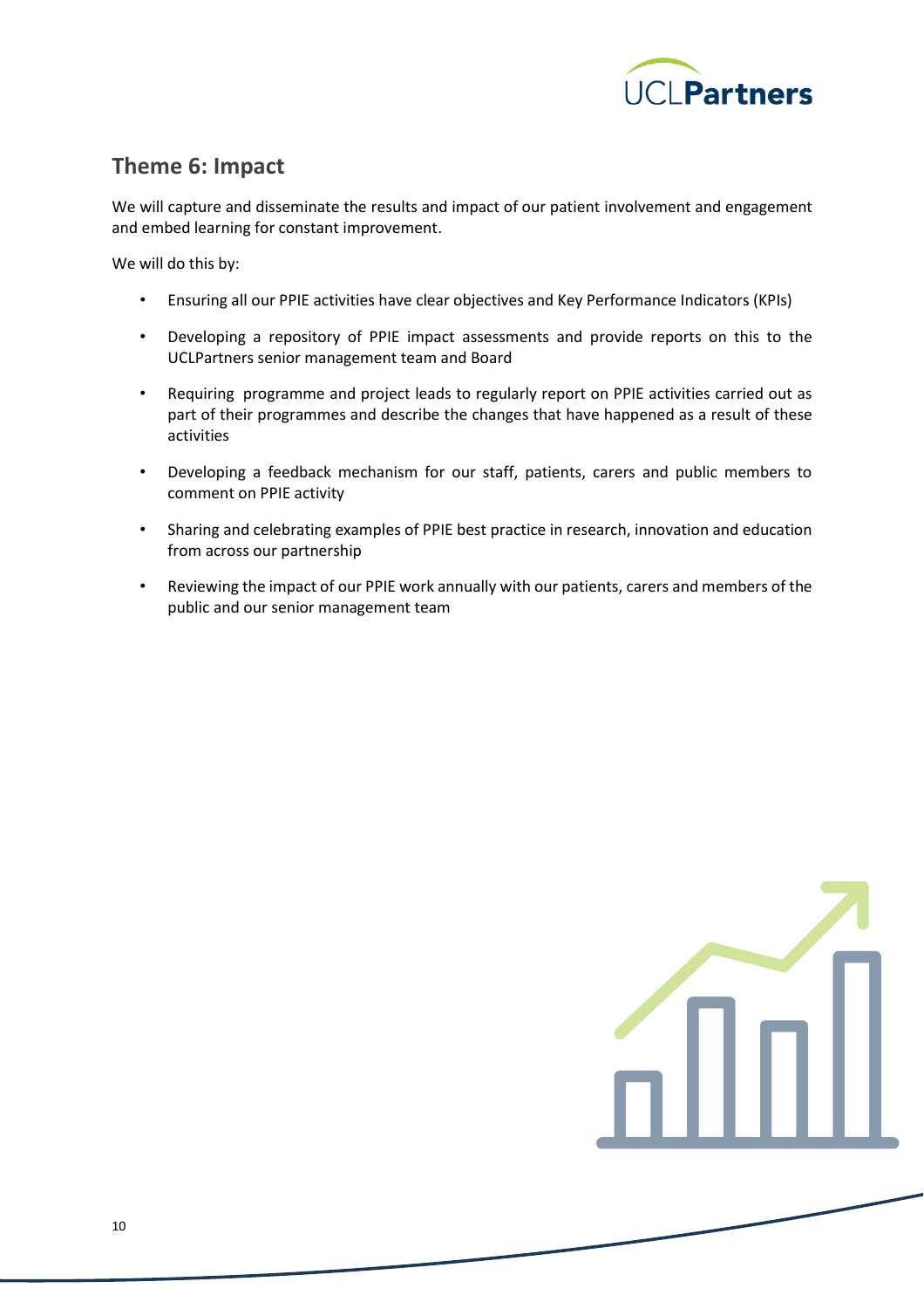## Theme 6: Impact

We will capture and disseminate the results and impact of our patient involvement and engagement and embed learning for constant improvement.

We will do this by:

- Ensuring all our PPIE activities have clear objectives and Key Performance Indicators (KPIs)
- Developing a repository of PPIE impact assessments and provide reports on this to the UCLPartners senior management team and Board
- Requiring programme and project leads to regularly report on PPIE activities carried out as part of their programmes and describe the changes that have happened as a result of these activities
- Developing a feedback mechanism for our staff, patients, carers and public members to comment on PPIE activity
- Sharing and celebrating examples of PPIE best practice in research, innovation and education from across our partnership
- Reviewing the impact of our PPIE work annually with our patients, carers and members of the public and our senior management team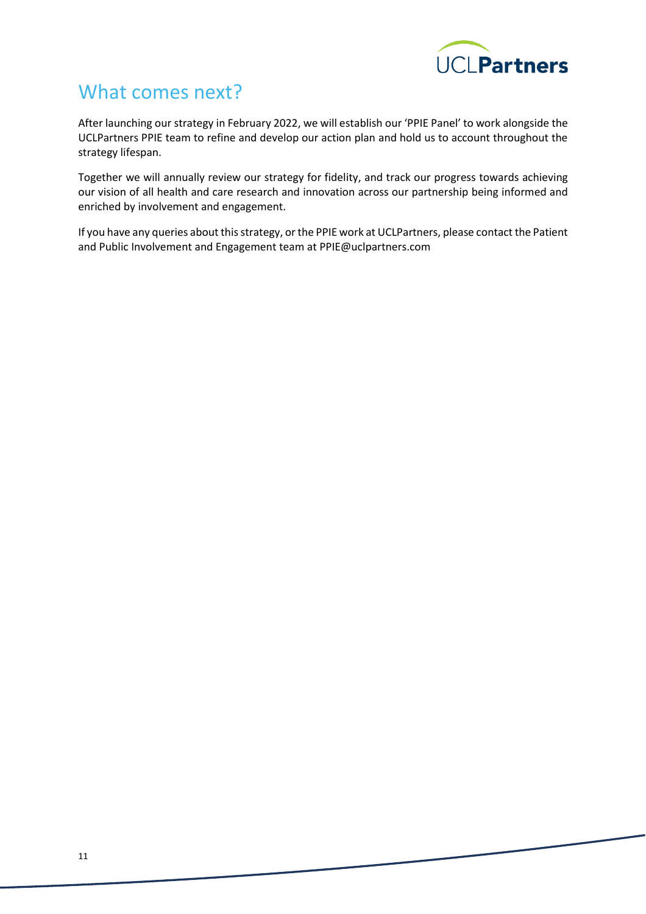# What comes next?

After launching our strategy in February 2022, we will establish our 'PPIE Panel' to work alongside the UCLPartners PPIE team to refine and develop our action plan and hold us to account throughout the strategy lifespan.

Together we will annually review our strategy for fidelity, and track our progress towards achieving our vision of all health and care research and innovation across our partnership being informed and enriched by involvement and engagement.

If you have any queries about this strategy, or the PPIE work at UCLPartners, please contact the Patient and Public Involvement and Engagement team at PPIE@uclpartners.com